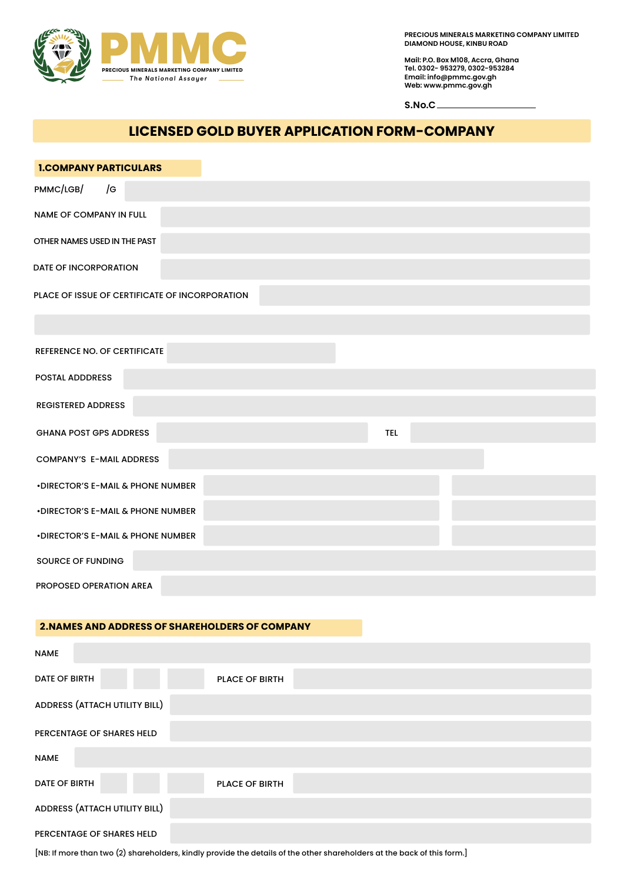PMMC

PRECIOUS MINERALS MARKETING COMPANY LIMITED

*The National Assayer*

PRECIOUS MINERALS MARKETING COMPANY LIMITED
DIAMOND HOUSE, KINBU ROAD

Mail: P.O. Box M108, Accra, Ghana
Tel. 0302- 953279, 0302-953284
Email: info@pmmc.gov.gh
Web: www.pmmc.gov.gh

S.No.C ____________________

# LICENSED GOLD BUYER APPLICATION FORM-COMPANY

## 1.COMPANY PARTICULARS

PMMC/LGB/ /G

NAME OF COMPANY IN FULL

OTHER NAMES USED IN THE PAST

DATE OF INCORPORATION

PLACE OF ISSUE OF CERTIFICATE OF INCORPORATION

REFERENCE NO. OF CERTIFICATE

POSTAL ADDDRESS

REGISTERED ADDRESS

GHANA POST GPS ADDRESS TEL

COMPANY'S E-MAIL ADDRESS

•DIRECTOR'S E-MAIL & PHONE NUMBER

•DIRECTOR'S E-MAIL & PHONE NUMBER

•DIRECTOR'S E-MAIL & PHONE NUMBER

SOURCE OF FUNDING

PROPOSED OPERATION AREA

## 2.NAMES AND ADDRESS OF SHAREHOLDERS OF COMPANY

NAME

DATE OF BIRTH PLACE OF BIRTH

ADDRESS (ATTACH UTILITY BILL)

PERCENTAGE OF SHARES HELD

NAME

DATE OF BIRTH PLACE OF BIRTH

ADDRESS (ATTACH UTILITY BILL)

PERCENTAGE OF SHARES HELD

[NB: If more than two (2) shareholders, kindly provide the details of the other shareholders at the back of this form.]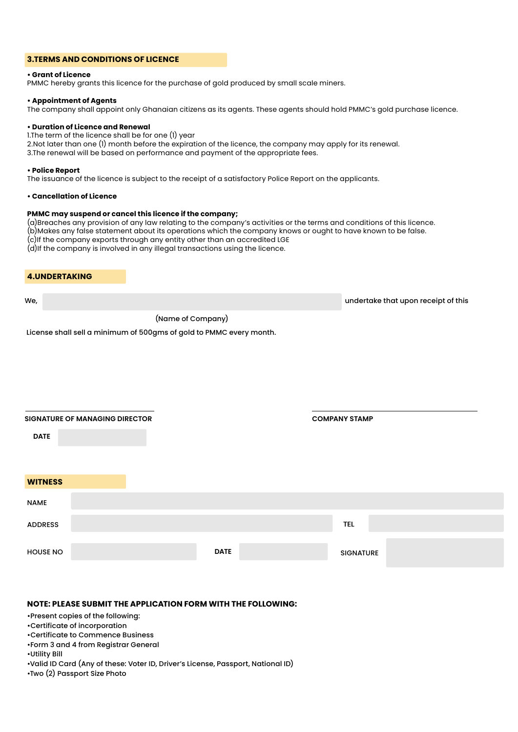## 3.TERMS AND CONDITIONS OF LICENCE

**• Grant of Licence**
PMMC hereby grants this licence for the purchase of gold produced by small scale miners.

**• Appointment of Agents**
The company shall appoint only Ghanaian citizens as its agents. These agents should hold PMMC's gold purchase licence.

**• Duration of Licence and Renewal**
1.The term of the licence shall be for one (1) year
2.Not later than one (1) month before the expiration of the licence, the company may apply for its renewal.
3.The renewal will be based on performance and payment of the appropriate fees.

**• Police Report**
The issuance of the licence is subject to the receipt of a satisfactory Police Report on the applicants.

**• Cancellation of Licence**

**PMMC may suspend or cancel this licence if the company;**
(a)Breaches any provision of any law relating to the company's activities or the terms and conditions of this licence.
(b)Makes any false statement about its operations which the company knows or ought to have known to be false.
(c)If the company exports through any entity other than an accredited LGE
(d)If the company is involved in any illegal transactions using the licence.

## 4.UNDERTAKING

We, ______________________ undertake that upon receipt of this

(Name of Company)

License shall sell a minimum of 500gms of gold to PMMC every month.

______________________
SIGNATURE OF MANAGING DIRECTOR

DATE ______________

______________________
COMPANY STAMP

## WITNESS

NAME ______________________

ADDRESS ______________________ TEL ______________

HOUSE NO ______________ DATE ______________ SIGNATURE ______________

**NOTE: PLEASE SUBMIT THE APPLICATION FORM WITH THE FOLLOWING:**

•Present copies of the following:
•Certificate of incorporation
•Certificate to Commence Business
•Form 3 and 4 from Registrar General
•Utility Bill
•Valid ID Card (Any of these: Voter ID, Driver's License, Passport, National ID)
•Two (2) Passport Size Photo